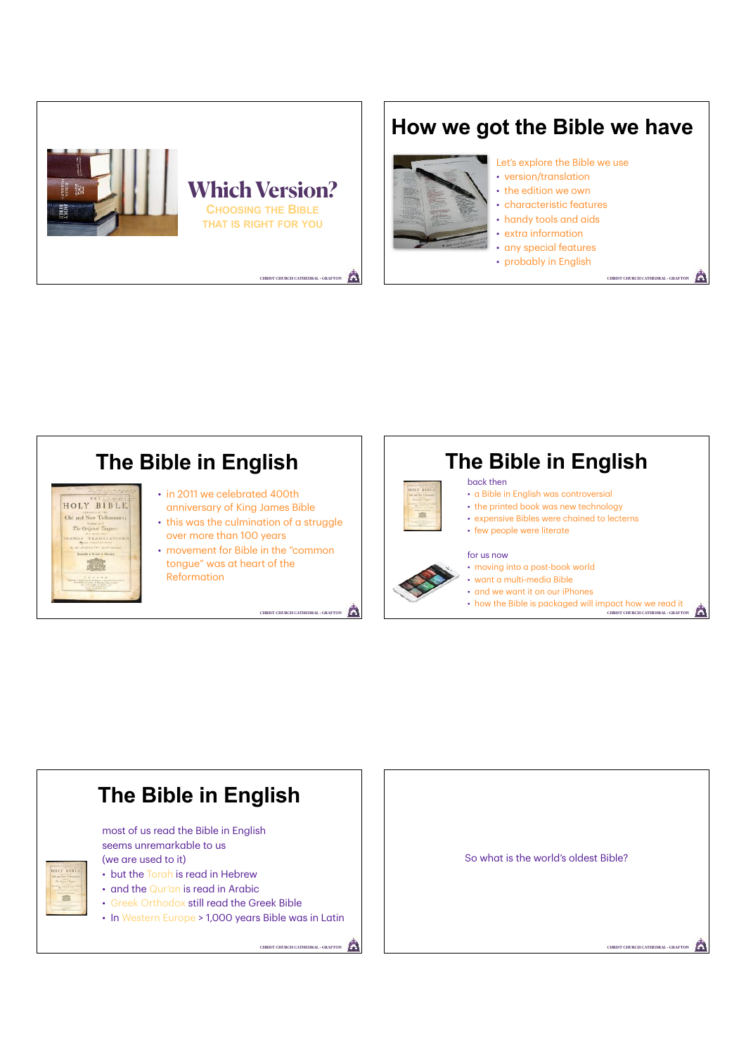# Which Version?

CHOOSING THE BIBLE THAT IS RIGHT FOR YOU

## How we got the Bible we have

Let's explore the Bible we use

- version/translation
- the edition we own
- characteristic features
- handy tools and aids
- extra information
- any special features
- probably in English

## The Bible in English

- in 2011 we celebrated 400th anniversary of King James Bible
- this was the culmination of a struggle over more than 100 years
- movement for Bible in the "common tongue" was at heart of the Reformation

## The Bible in English

back then

- a Bible in English was controversial
- the printed book was new technology
- expensive Bibles were chained to lecterns
- few people were literate

for us now

- moving into a post-book world
- want a multi-media Bible
- and we want it on our iPhones
- how the Bible is packaged will impact how we read it

## The Bible in English

most of us read the Bible in English
seems unremarkable to us
(we are used to it)

- but the Torah is read in Hebrew
- and the Qur'an is read in Arabic
- Greek Orthodox still read the Greek Bible
- In Western Europe > 1,000 years Bible was in Latin

So what is the world's oldest Bible?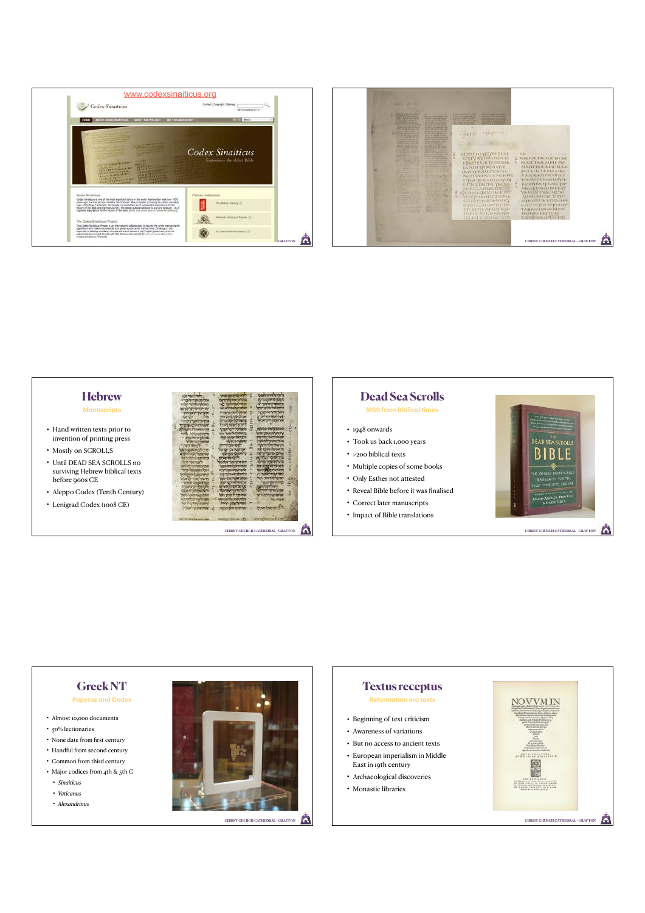www.codexsinaiticus.org

## Hebrew

### Manuscripts

- Hand written texts prior to invention of printing press
- Mostly on SCROLLS
- Until DEAD SEA SCROLLS no surviving Hebrew biblical texts before 900s CE
- Aleppo Codex (Tenth Century)
- Lenigrad Codex (1008 CE)

## Dead Sea Scrolls

### MSS from Biblical times

- 1948 onwards
- Took us back 1,000 years
- >200 biblical texts
- Multiple copies of some books
- Only Esther not attested
- Reveal Bible before it was finalised
- Correct later manuscripts
- Impact of Bible translations

## Greek NT

### Papyrus and Codex

- Almost 10,000 documents
- 50% lectionaries
- None date from first century
- Handful from second century
- Common from third century
- Major codices from 4th & 5th C
  - *Sinaiticus*
  - *Vaticanus*
  - *Alexandrinus*

## Textus receptus

### Reformation era texts

- Beginning of text criticism
- Awareness of variations
- But no access to ancient texts
- European imperialism in Middle East in 19th century
- Archaeological discoveries
- Monastic libraries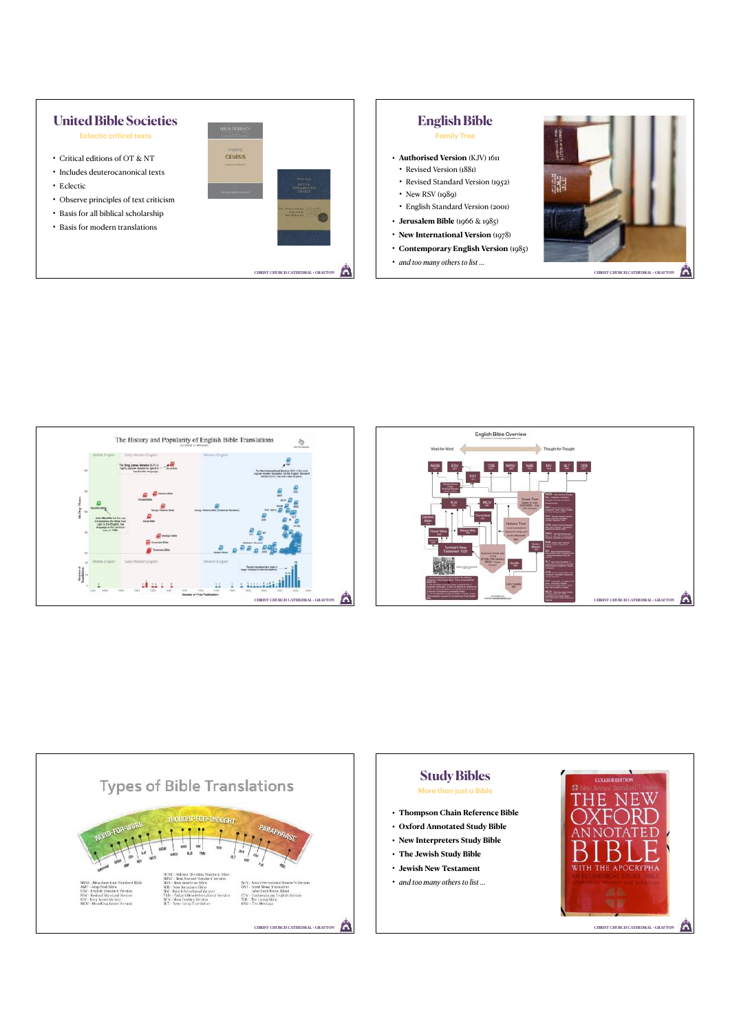## United Bible Societies

Eclectic critical texts

- Critical editions of OT & NT
- Includes deuterocanonical texts
- Eclectic
- Observe principles of text criticism
- Basis for all biblical scholarship
- Basis for modern translations

## English Bible

Family Tree

- **Authorised Version** (KJV) 1611
  - Revised Version (1881)
  - Revised Standard Version (1952)
  - New RSV (1989)
  - English Standard Version (2001)
- **Jerusalem Bible** (1966 & 1985)
- **New International Version** (1978)
- **Contemporary English Version** (1985)
- *and too many others to list …*

## The History and Popularity of English Bible Translations

## English Bible Overview

## Types of Bible Translations

WORD-FOR-WORD — THOUGHT-FOR-THOUGHT — PARAPHRASE

NASB - New American Standard Bible
AMP - Amplified Bible
ESV - English Standard Version
RSV - Revised Standard Version
KJV - King James Version
NKJV - New King James Version

HCSB - Holman Christian Standard Bible
NRSV - New Revised Standard Version
NAB - New American Bible
NJB - New Jerusalem Bible
NIV - New International Version
TNIV - Today's New International Version
NCV - New Century Version
NLT - New Living Translation

NIrV - New International Reader's Version
GNT - Good News Translation
CEV - Contemporary English Version
TLB - The Living Bible
MSG - The Message

## Study Bibles

More than just a Bible

- **Thompson Chain Reference Bible**
- **Oxford Annotated Study Bible**
- **New Interpreters Study Bible**
- **The Jewish Study Bible**
- **Jewish New Testament**
- *and too many others to list …*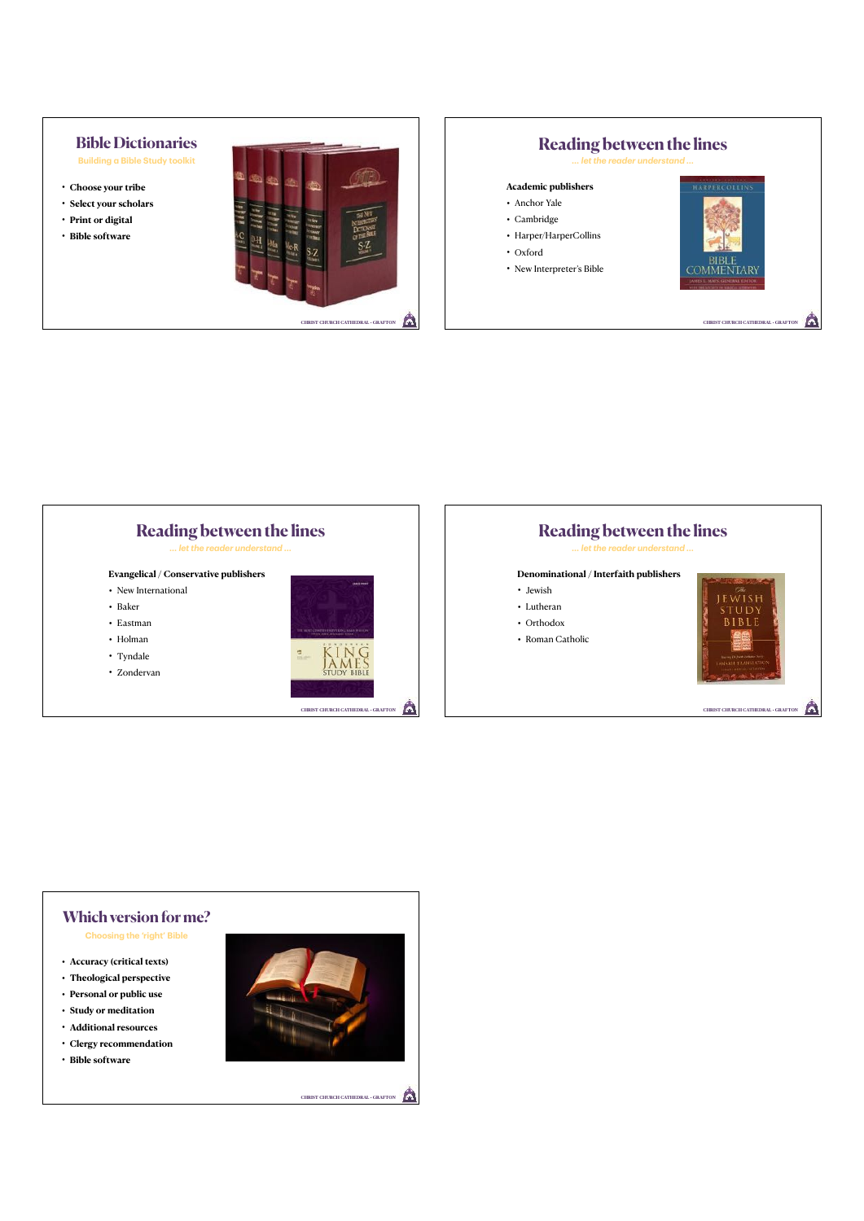## Bible Dictionaries

Building a Bible Study toolkit

- Choose your tribe
- Select your scholars
- Print or digital
- Bible software

## Reading between the lines

*... let the reader understand ...*

**Academic publishers**

- Anchor Yale
- Cambridge
- Harper/HarperCollins
- Oxford
- New Interpreter's Bible

## Reading between the lines

*... let the reader understand ...*

**Evangelical / Conservative publishers**

- New International
- Baker
- Eastman
- Holman
- Tyndale
- Zondervan

## Reading between the lines

*... let the reader understand ...*

**Denominational / Interfaith publishers**

- Jewish
- Lutheran
- Orthodox
- Roman Catholic

## Which version for me?

Choosing the 'right' Bible

- Accuracy (critical texts)
- Theological perspective
- Personal or public use
- Study or meditation
- Additional resources
- Clergy recommendation
- Bible software